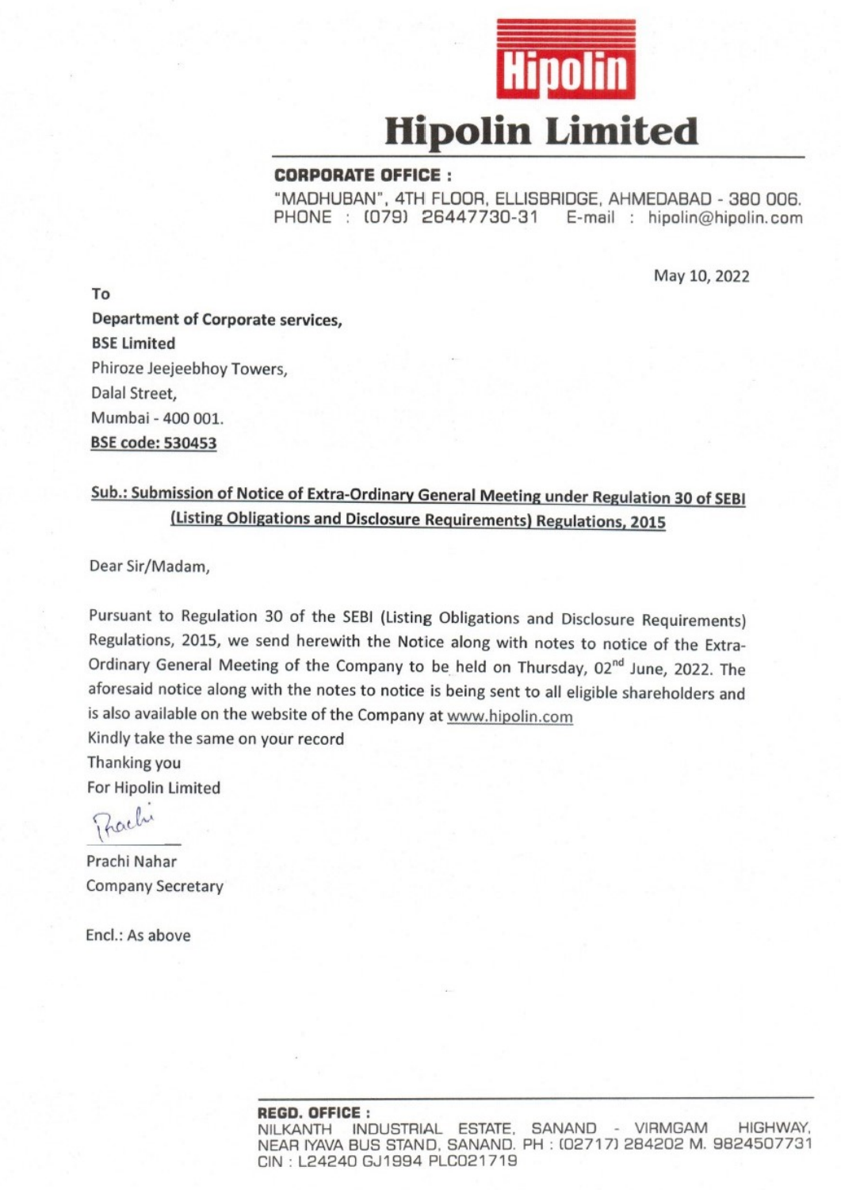Hipolin

# Hipolin Limited

**CORPORATE OFFICE :**
"MADHUBAN", 4TH FLOOR, ELLISBRIDGE, AHMEDABAD - 380 006.
PHONE : (079) 26447730-31 E-mail : hipolin@hipolin.com

May 10, 2022

To
**Department of Corporate services,**
**BSE Limited**
Phiroze Jeejeebhoy Towers,
Dalal Street,
Mumbai - 400 001.
**BSE code: 530453**

**Sub.: Submission of Notice of Extra-Ordinary General Meeting under Regulation 30 of SEBI (Listing Obligations and Disclosure Requirements) Regulations, 2015**

Dear Sir/Madam,

Pursuant to Regulation 30 of the SEBI (Listing Obligations and Disclosure Requirements) Regulations, 2015, we send herewith the Notice along with notes to notice of the Extra-Ordinary General Meeting of the Company to be held on Thursday, 02nd June, 2022. The aforesaid notice along with the notes to notice is being sent to all eligible shareholders and is also available on the website of the Company at www.hipolin.com

Kindly take the same on your record

Thanking you

For Hipolin Limited

Prachi Nahar
Company Secretary

Encl.: As above

**REGD. OFFICE :**
NILKANTH INDUSTRIAL ESTATE, SANAND - VIRMGAM HIGHWAY, NEAR IYAVA BUS STAND, SANAND. PH : (02717) 284202 M. 9824507731
CIN : L24240 GJ1994 PLC021719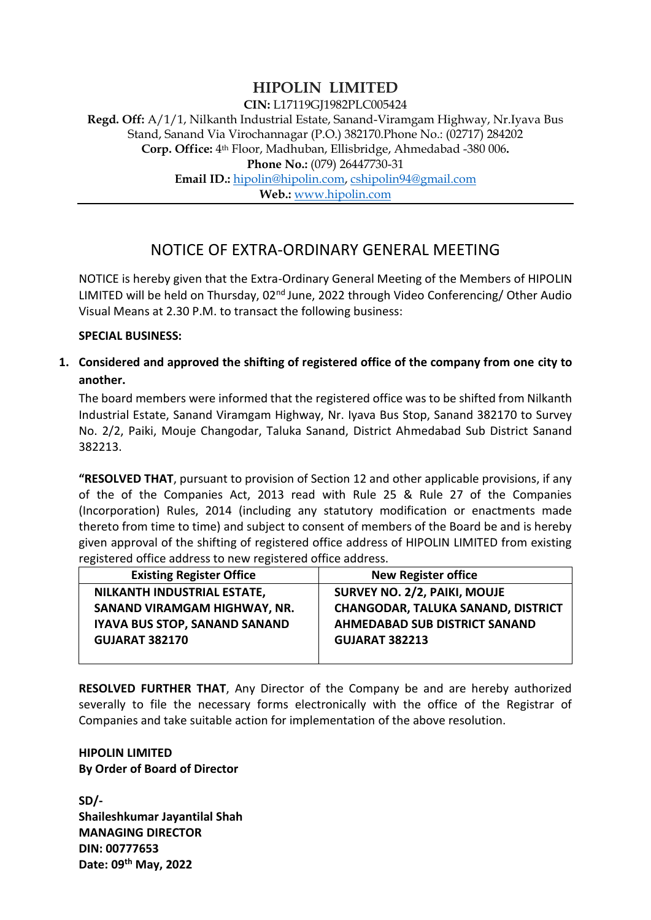# HIPOLIN LIMITED

**CIN:** L17119GJ1982PLC005424

**Regd. Off:** A/1/1, Nilkanth Industrial Estate, Sanand-Viramgam Highway, Nr.Iyava Bus Stand, Sanand Via Virochannagar (P.O.) 382170.Phone No.: (02717) 284202

**Corp. Office:** 4th Floor, Madhuban, Ellisbridge, Ahmedabad -380 006**.**

**Phone No.:** (079) 26447730-31

**Email ID.:** hipolin@hipolin.com, cshipolin94@gmail.com

**Web.:** www.hipolin.com

---

## NOTICE OF EXTRA-ORDINARY GENERAL MEETING

NOTICE is hereby given that the Extra-Ordinary General Meeting of the Members of HIPOLIN LIMITED will be held on Thursday, 02nd June, 2022 through Video Conferencing/ Other Audio Visual Means at 2.30 P.M. to transact the following business:

**SPECIAL BUSINESS:**

1. **Considered and approved the shifting of registered office of the company from one city to another.**

   The board members were informed that the registered office was to be shifted from Nilkanth Industrial Estate, Sanand Viramgam Highway, Nr. Iyava Bus Stop, Sanand 382170 to Survey No. 2/2, Paiki, Mouje Changodar, Taluka Sanand, District Ahmedabad Sub District Sanand 382213.

   **"RESOLVED THAT**, pursuant to provision of Section 12 and other applicable provisions, if any of the of the Companies Act, 2013 read with Rule 25 & Rule 27 of the Companies (Incorporation) Rules, 2014 (including any statutory modification or enactments made thereto from time to time) and subject to consent of members of the Board be and is hereby given approval of the shifting of registered office address of HIPOLIN LIMITED from existing registered office address to new registered office address.

| Existing Register Office | New Register office |
|---|---|
| **NILKANTH INDUSTRIAL ESTATE, SANAND VIRAMGAM HIGHWAY, NR. IYAVA BUS STOP, SANAND SANAND GUJARAT 382170** | **SURVEY NO. 2/2, PAIKI, MOUJE CHANGODAR, TALUKA SANAND, DISTRICT AHMEDABAD SUB DISTRICT SANAND GUJARAT 382213** |

   **RESOLVED FURTHER THAT**, Any Director of the Company be and are hereby authorized severally to file the necessary forms electronically with the office of the Registrar of Companies and take suitable action for implementation of the above resolution.

**HIPOLIN LIMITED**
**By Order of Board of Director**

**SD/-**
**Shaileshkumar Jayantilal Shah**
**MANAGING DIRECTOR**
**DIN: 00777653**
**Date: 09th May, 2022**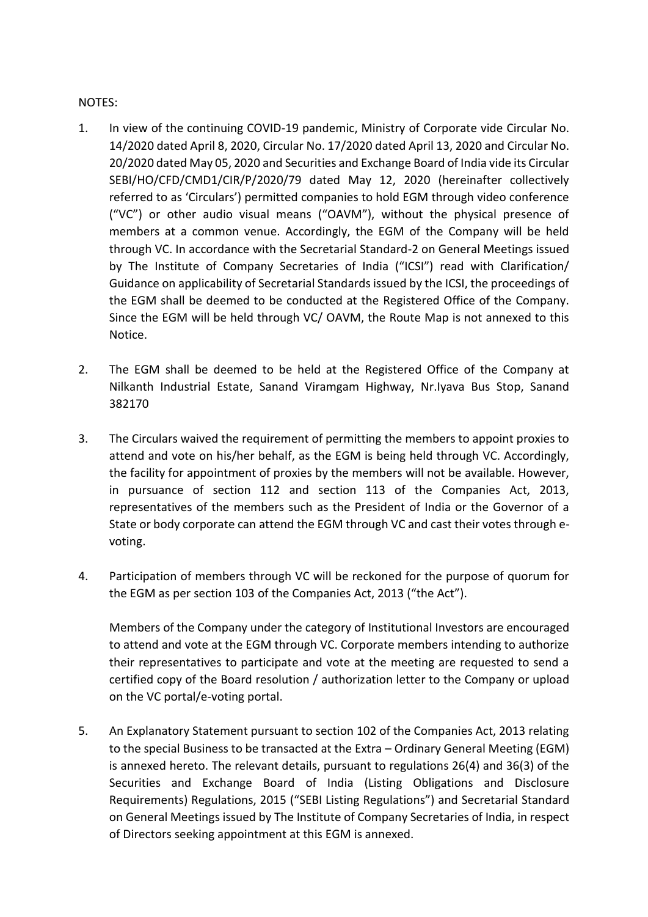NOTES:

1. In view of the continuing COVID-19 pandemic, Ministry of Corporate vide Circular No. 14/2020 dated April 8, 2020, Circular No. 17/2020 dated April 13, 2020 and Circular No. 20/2020 dated May 05, 2020 and Securities and Exchange Board of India vide its Circular SEBI/HO/CFD/CMD1/CIR/P/2020/79 dated May 12, 2020 (hereinafter collectively referred to as 'Circulars') permitted companies to hold EGM through video conference ("VC") or other audio visual means ("OAVM"), without the physical presence of members at a common venue. Accordingly, the EGM of the Company will be held through VC. In accordance with the Secretarial Standard-2 on General Meetings issued by The Institute of Company Secretaries of India ("ICSI") read with Clarification/ Guidance on applicability of Secretarial Standards issued by the ICSI, the proceedings of the EGM shall be deemed to be conducted at the Registered Office of the Company. Since the EGM will be held through VC/ OAVM, the Route Map is not annexed to this Notice.

2. The EGM shall be deemed to be held at the Registered Office of the Company at Nilkanth Industrial Estate, Sanand Viramgam Highway, Nr.Iyava Bus Stop, Sanand 382170

3. The Circulars waived the requirement of permitting the members to appoint proxies to attend and vote on his/her behalf, as the EGM is being held through VC. Accordingly, the facility for appointment of proxies by the members will not be available. However, in pursuance of section 112 and section 113 of the Companies Act, 2013, representatives of the members such as the President of India or the Governor of a State or body corporate can attend the EGM through VC and cast their votes through e-voting.

4. Participation of members through VC will be reckoned for the purpose of quorum for the EGM as per section 103 of the Companies Act, 2013 ("the Act").

   Members of the Company under the category of Institutional Investors are encouraged to attend and vote at the EGM through VC. Corporate members intending to authorize their representatives to participate and vote at the meeting are requested to send a certified copy of the Board resolution / authorization letter to the Company or upload on the VC portal/e-voting portal.

5. An Explanatory Statement pursuant to section 102 of the Companies Act, 2013 relating to the special Business to be transacted at the Extra – Ordinary General Meeting (EGM) is annexed hereto. The relevant details, pursuant to regulations 26(4) and 36(3) of the Securities and Exchange Board of India (Listing Obligations and Disclosure Requirements) Regulations, 2015 ("SEBI Listing Regulations") and Secretarial Standard on General Meetings issued by The Institute of Company Secretaries of India, in respect of Directors seeking appointment at this EGM is annexed.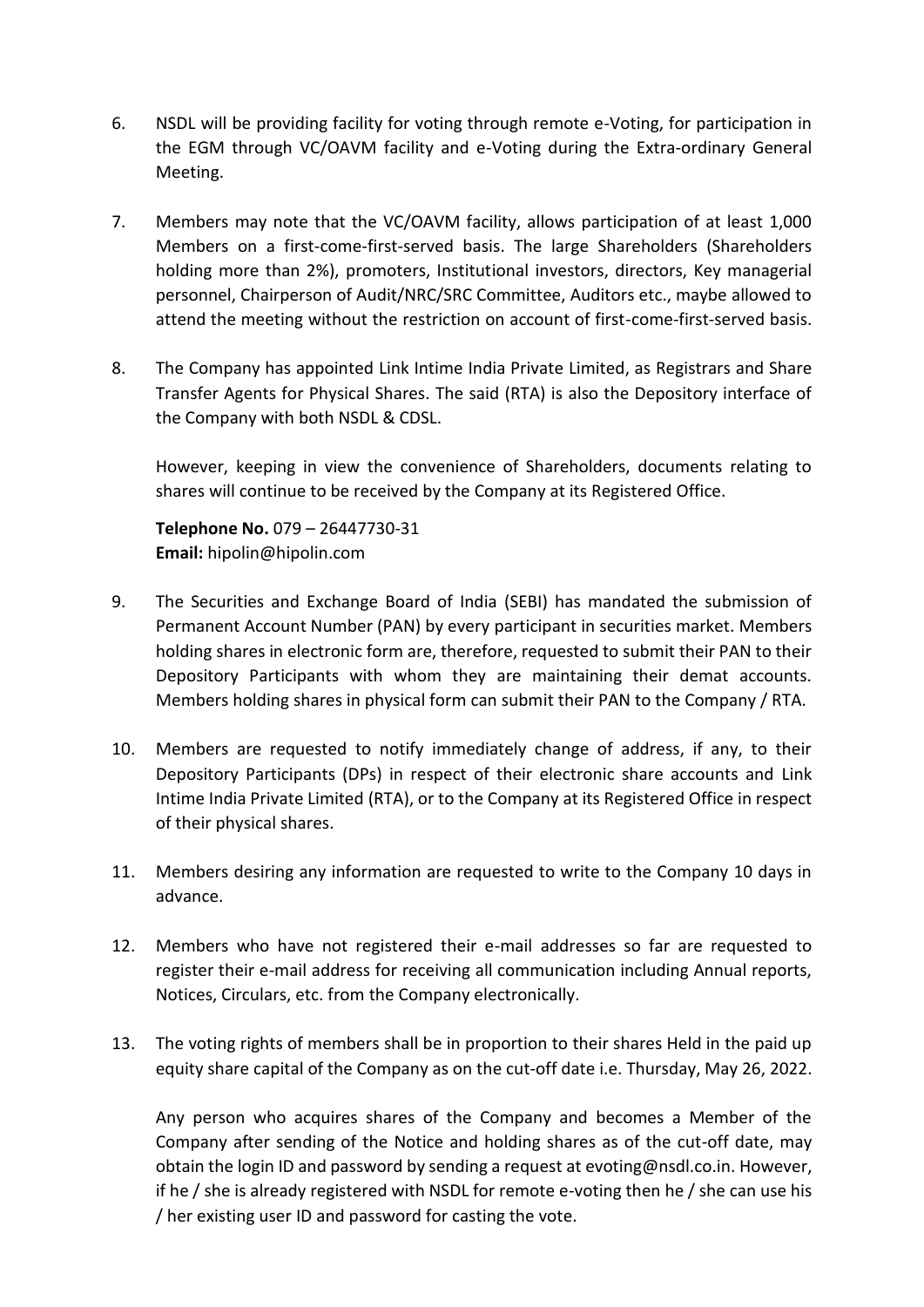6. NSDL will be providing facility for voting through remote e-Voting, for participation in the EGM through VC/OAVM facility and e-Voting during the Extra-ordinary General Meeting.

7. Members may note that the VC/OAVM facility, allows participation of at least 1,000 Members on a first-come-first-served basis. The large Shareholders (Shareholders holding more than 2%), promoters, Institutional investors, directors, Key managerial personnel, Chairperson of Audit/NRC/SRC Committee, Auditors etc., maybe allowed to attend the meeting without the restriction on account of first-come-first-served basis.

8. The Company has appointed Link Intime India Private Limited, as Registrars and Share Transfer Agents for Physical Shares. The said (RTA) is also the Depository interface of the Company with both NSDL & CDSL.

   However, keeping in view the convenience of Shareholders, documents relating to shares will continue to be received by the Company at its Registered Office.

   **Telephone No.** 079 – 26447730-31
   **Email:** hipolin@hipolin.com

9. The Securities and Exchange Board of India (SEBI) has mandated the submission of Permanent Account Number (PAN) by every participant in securities market. Members holding shares in electronic form are, therefore, requested to submit their PAN to their Depository Participants with whom they are maintaining their demat accounts. Members holding shares in physical form can submit their PAN to the Company / RTA.

10. Members are requested to notify immediately change of address, if any, to their Depository Participants (DPs) in respect of their electronic share accounts and Link Intime India Private Limited (RTA), or to the Company at its Registered Office in respect of their physical shares.

11. Members desiring any information are requested to write to the Company 10 days in advance.

12. Members who have not registered their e-mail addresses so far are requested to register their e-mail address for receiving all communication including Annual reports, Notices, Circulars, etc. from the Company electronically.

13. The voting rights of members shall be in proportion to their shares Held in the paid up equity share capital of the Company as on the cut-off date i.e. Thursday, May 26, 2022.

    Any person who acquires shares of the Company and becomes a Member of the Company after sending of the Notice and holding shares as of the cut-off date, may obtain the login ID and password by sending a request at evoting@nsdl.co.in. However, if he / she is already registered with NSDL for remote e-voting then he / she can use his / her existing user ID and password for casting the vote.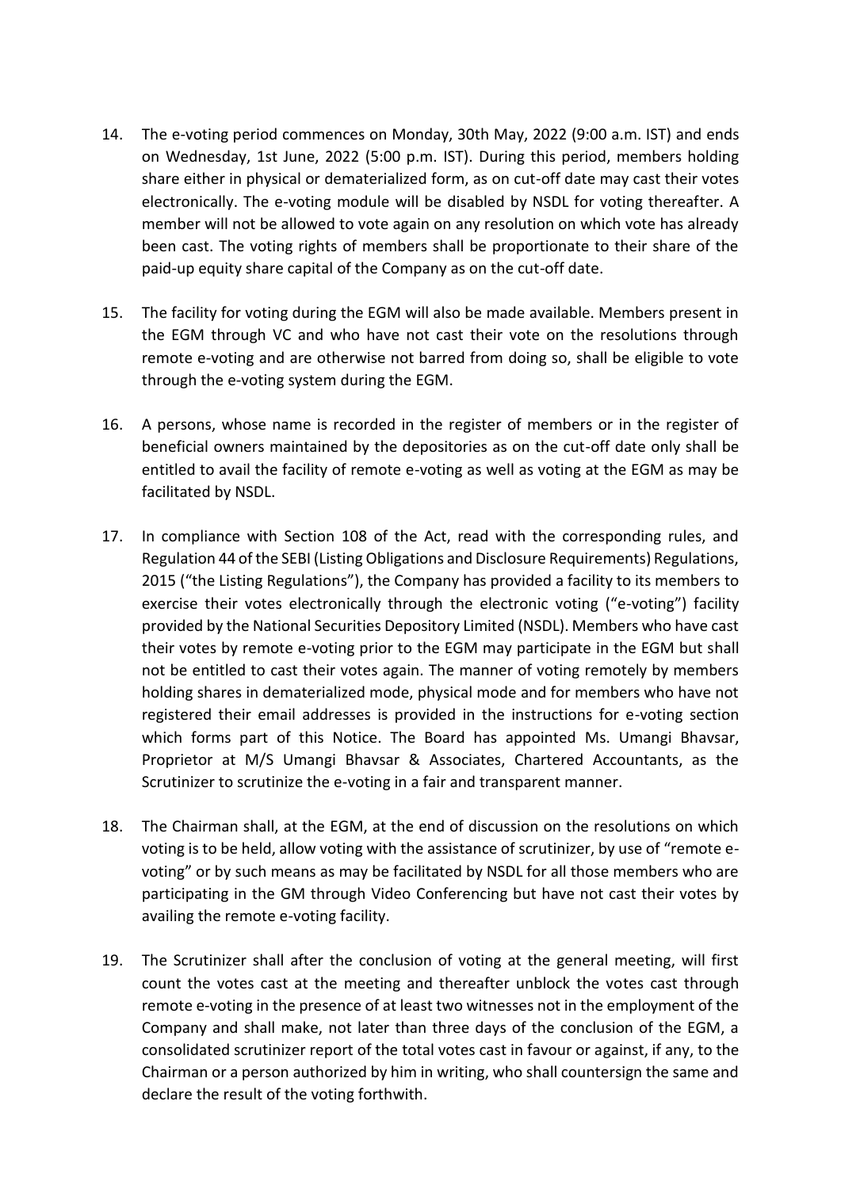14. The e-voting period commences on Monday, 30th May, 2022 (9:00 a.m. IST) and ends on Wednesday, 1st June, 2022 (5:00 p.m. IST). During this period, members holding share either in physical or dematerialized form, as on cut-off date may cast their votes electronically. The e-voting module will be disabled by NSDL for voting thereafter. A member will not be allowed to vote again on any resolution on which vote has already been cast. The voting rights of members shall be proportionate to their share of the paid-up equity share capital of the Company as on the cut-off date.

15. The facility for voting during the EGM will also be made available. Members present in the EGM through VC and who have not cast their vote on the resolutions through remote e-voting and are otherwise not barred from doing so, shall be eligible to vote through the e-voting system during the EGM.

16. A persons, whose name is recorded in the register of members or in the register of beneficial owners maintained by the depositories as on the cut-off date only shall be entitled to avail the facility of remote e-voting as well as voting at the EGM as may be facilitated by NSDL.

17. In compliance with Section 108 of the Act, read with the corresponding rules, and Regulation 44 of the SEBI (Listing Obligations and Disclosure Requirements) Regulations, 2015 ("the Listing Regulations"), the Company has provided a facility to its members to exercise their votes electronically through the electronic voting ("e-voting") facility provided by the National Securities Depository Limited (NSDL). Members who have cast their votes by remote e-voting prior to the EGM may participate in the EGM but shall not be entitled to cast their votes again. The manner of voting remotely by members holding shares in dematerialized mode, physical mode and for members who have not registered their email addresses is provided in the instructions for e-voting section which forms part of this Notice. The Board has appointed Ms. Umangi Bhavsar, Proprietor at M/S Umangi Bhavsar & Associates, Chartered Accountants, as the Scrutinizer to scrutinize the e-voting in a fair and transparent manner.

18. The Chairman shall, at the EGM, at the end of discussion on the resolutions on which voting is to be held, allow voting with the assistance of scrutinizer, by use of "remote e-voting" or by such means as may be facilitated by NSDL for all those members who are participating in the GM through Video Conferencing but have not cast their votes by availing the remote e-voting facility.

19. The Scrutinizer shall after the conclusion of voting at the general meeting, will first count the votes cast at the meeting and thereafter unblock the votes cast through remote e-voting in the presence of at least two witnesses not in the employment of the Company and shall make, not later than three days of the conclusion of the EGM, a consolidated scrutinizer report of the total votes cast in favour or against, if any, to the Chairman or a person authorized by him in writing, who shall countersign the same and declare the result of the voting forthwith.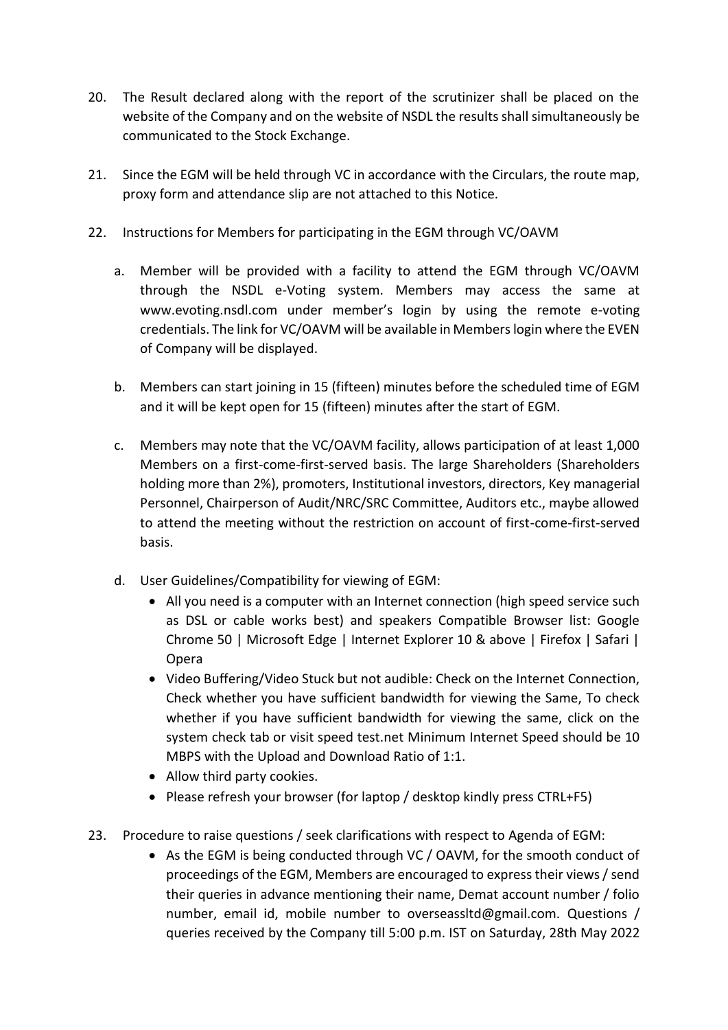20. The Result declared along with the report of the scrutinizer shall be placed on the website of the Company and on the website of NSDL the results shall simultaneously be communicated to the Stock Exchange.

21. Since the EGM will be held through VC in accordance with the Circulars, the route map, proxy form and attendance slip are not attached to this Notice.

22. Instructions for Members for participating in the EGM through VC/OAVM

    a. Member will be provided with a facility to attend the EGM through VC/OAVM through the NSDL e-Voting system. Members may access the same at www.evoting.nsdl.com under member's login by using the remote e-voting credentials. The link for VC/OAVM will be available in Members login where the EVEN of Company will be displayed.

    b. Members can start joining in 15 (fifteen) minutes before the scheduled time of EGM and it will be kept open for 15 (fifteen) minutes after the start of EGM.

    c. Members may note that the VC/OAVM facility, allows participation of at least 1,000 Members on a first-come-first-served basis. The large Shareholders (Shareholders holding more than 2%), promoters, Institutional investors, directors, Key managerial Personnel, Chairperson of Audit/NRC/SRC Committee, Auditors etc., maybe allowed to attend the meeting without the restriction on account of first-come-first-served basis.

    d. User Guidelines/Compatibility for viewing of EGM:
        - All you need is a computer with an Internet connection (high speed service such as DSL or cable works best) and speakers Compatible Browser list: Google Chrome 50 | Microsoft Edge | Internet Explorer 10 & above | Firefox | Safari | Opera
        - Video Buffering/Video Stuck but not audible: Check on the Internet Connection, Check whether you have sufficient bandwidth for viewing the Same, To check whether if you have sufficient bandwidth for viewing the same, click on the system check tab or visit speed test.net Minimum Internet Speed should be 10 MBPS with the Upload and Download Ratio of 1:1.
        - Allow third party cookies.
        - Please refresh your browser (for laptop / desktop kindly press CTRL+F5)

23. Procedure to raise questions / seek clarifications with respect to Agenda of EGM:
    - As the EGM is being conducted through VC / OAVM, for the smooth conduct of proceedings of the EGM, Members are encouraged to express their views / send their queries in advance mentioning their name, Demat account number / folio number, email id, mobile number to overseassltd@gmail.com. Questions / queries received by the Company till 5:00 p.m. IST on Saturday, 28th May 2022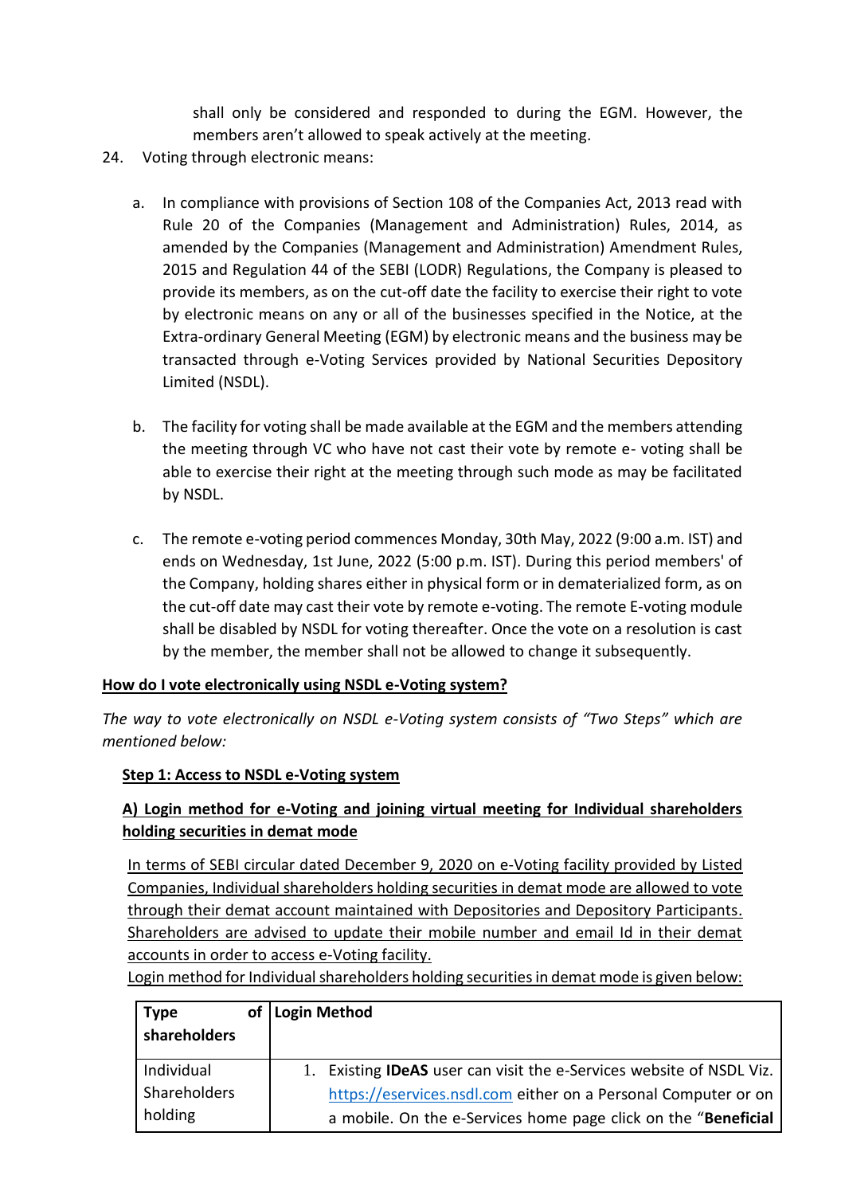shall only be considered and responded to during the EGM. However, the members aren't allowed to speak actively at the meeting.

24. Voting through electronic means:

   a. In compliance with provisions of Section 108 of the Companies Act, 2013 read with Rule 20 of the Companies (Management and Administration) Rules, 2014, as amended by the Companies (Management and Administration) Amendment Rules, 2015 and Regulation 44 of the SEBI (LODR) Regulations, the Company is pleased to provide its members, as on the cut-off date the facility to exercise their right to vote by electronic means on any or all of the businesses specified in the Notice, at the Extra-ordinary General Meeting (EGM) by electronic means and the business may be transacted through e-Voting Services provided by National Securities Depository Limited (NSDL).

   b. The facility for voting shall be made available at the EGM and the members attending the meeting through VC who have not cast their vote by remote e- voting shall be able to exercise their right at the meeting through such mode as may be facilitated by NSDL.

   c. The remote e-voting period commences Monday, 30th May, 2022 (9:00 a.m. IST) and ends on Wednesday, 1st June, 2022 (5:00 p.m. IST). During this period members' of the Company, holding shares either in physical form or in dematerialized form, as on the cut-off date may cast their vote by remote e-voting. The remote E-voting module shall be disabled by NSDL for voting thereafter. Once the vote on a resolution is cast by the member, the member shall not be allowed to change it subsequently.

**How do I vote electronically using NSDL e-Voting system?**

*The way to vote electronically on NSDL e-Voting system consists of "Two Steps" which are mentioned below:*

**Step 1: Access to NSDL e-Voting system**

**A) Login method for e-Voting and joining virtual meeting for Individual shareholders holding securities in demat mode**

In terms of SEBI circular dated December 9, 2020 on e-Voting facility provided by Listed Companies, Individual shareholders holding securities in demat mode are allowed to vote through their demat account maintained with Depositories and Depository Participants. Shareholders are advised to update their mobile number and email Id in their demat accounts in order to access e-Voting facility.

Login method for Individual shareholders holding securities in demat mode is given below:

| Type of shareholders | Login Method |
|---|---|
| Individual Shareholders holding | 1. Existing **IDeAS** user can visit the e-Services website of NSDL Viz. https://eservices.nsdl.com either on a Personal Computer or on a mobile. On the e-Services home page click on the "**Beneficial** |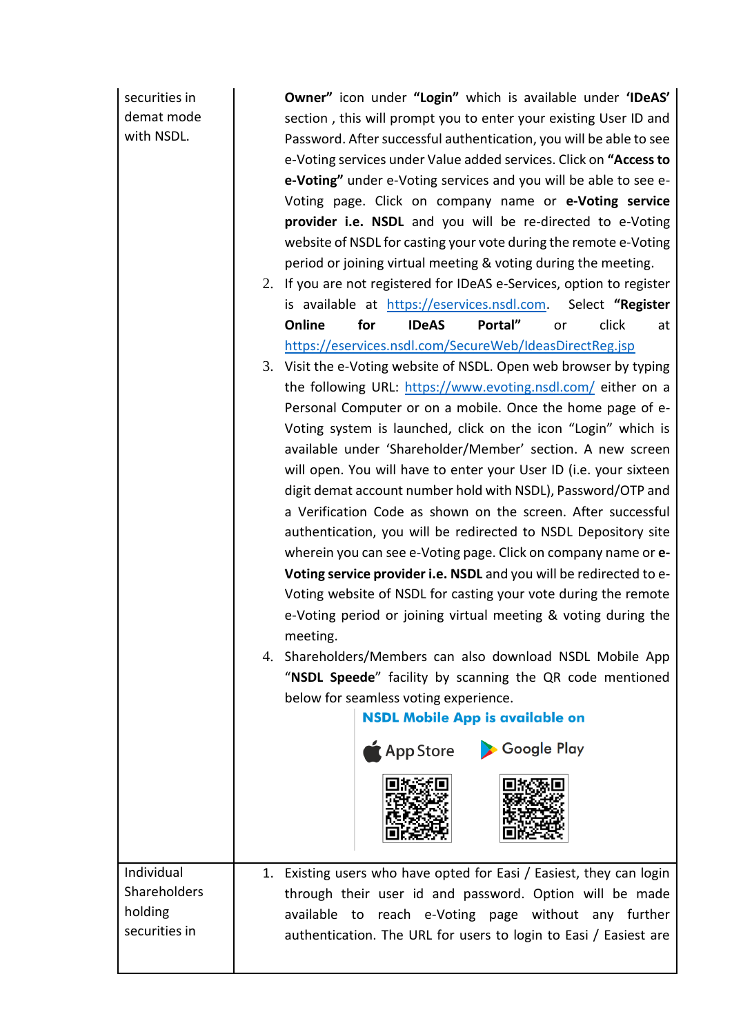| | |
|---|---|
| securities in demat mode with NSDL. | **Owner"** icon under **"Login"** which is available under **'IDeAS'** section , this will prompt you to enter your existing User ID and Password. After successful authentication, you will be able to see e-Voting services under Value added services. Click on **"Access to e-Voting"** under e-Voting services and you will be able to see e-Voting page. Click on company name or **e-Voting service provider i.e. NSDL** and you will be re-directed to e-Voting website of NSDL for casting your vote during the remote e-Voting period or joining virtual meeting & voting during the meeting.<br>2. If you are not registered for IDeAS e-Services, option to register is available at https://eservices.nsdl.com. Select **"Register Online for IDeAS Portal"** or click at https://eservices.nsdl.com/SecureWeb/IdeasDirectReg.jsp<br>3. Visit the e-Voting website of NSDL. Open web browser by typing the following URL: https://www.evoting.nsdl.com/ either on a Personal Computer or on a mobile. Once the home page of e-Voting system is launched, click on the icon "Login" which is available under 'Shareholder/Member' section. A new screen will open. You will have to enter your User ID (i.e. your sixteen digit demat account number hold with NSDL), Password/OTP and a Verification Code as shown on the screen. After successful authentication, you will be redirected to NSDL Depository site wherein you can see e-Voting page. Click on company name or **e-Voting service provider i.e. NSDL** and you will be redirected to e-Voting website of NSDL for casting your vote during the remote e-Voting period or joining virtual meeting & voting during the meeting.<br>4. Shareholders/Members can also download NSDL Mobile App "**NSDL Speede**" facility by scanning the QR code mentioned below for seamless voting experience.<br>**NSDL Mobile App is available on**<br>App Store Google Play |
| Individual Shareholders holding securities in | 1. Existing users who have opted for Easi / Easiest, they can login through their user id and password. Option will be made available to reach e-Voting page without any further authentication. The URL for users to login to Easi / Easiest are |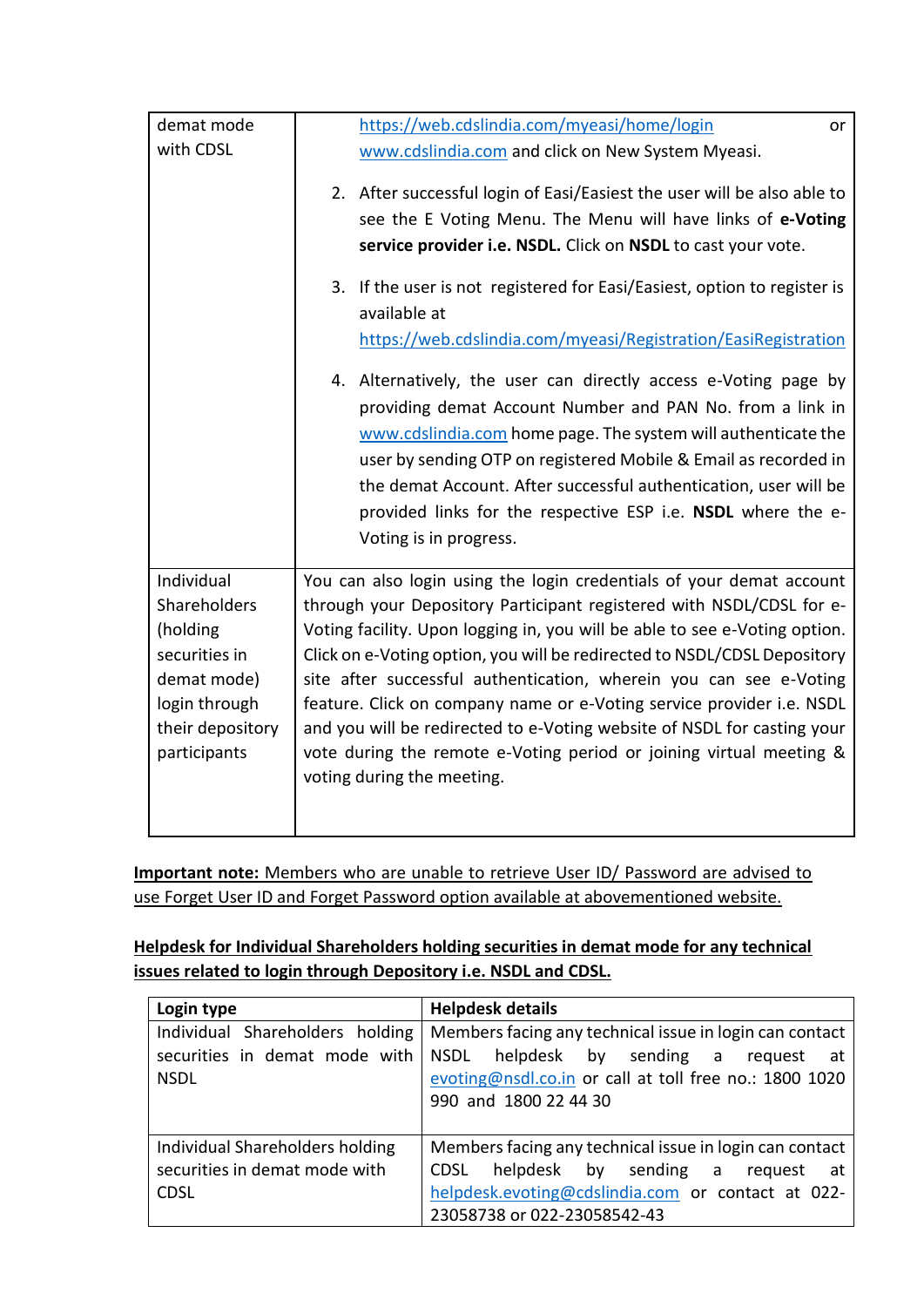| | |
|---|---|
| demat mode with CDSL | https://web.cdslindia.com/myeasi/home/login or www.cdslindia.com and click on New System Myeasi.<br><br>2. After successful login of Easi/Easiest the user will be also able to see the E Voting Menu. The Menu will have links of **e-Voting service provider i.e. NSDL.** Click on **NSDL** to cast your vote.<br><br>3. If the user is not registered for Easi/Easiest, option to register is available at https://web.cdslindia.com/myeasi/Registration/EasiRegistration<br><br>4. Alternatively, the user can directly access e-Voting page by providing demat Account Number and PAN No. from a link in www.cdslindia.com home page. The system will authenticate the user by sending OTP on registered Mobile & Email as recorded in the demat Account. After successful authentication, user will be provided links for the respective ESP i.e. **NSDL** where the e-Voting is in progress. |
| Individual Shareholders (holding securities in demat mode) login through their depository participants | You can also login using the login credentials of your demat account through your Depository Participant registered with NSDL/CDSL for e-Voting facility. Upon logging in, you will be able to see e-Voting option. Click on e-Voting option, you will be redirected to NSDL/CDSL Depository site after successful authentication, wherein you can see e-Voting feature. Click on company name or e-Voting service provider i.e. NSDL and you will be redirected to e-Voting website of NSDL for casting your vote during the remote e-Voting period or joining virtual meeting & voting during the meeting. |

**Important note:** Members who are unable to retrieve User ID/ Password are advised to use Forget User ID and Forget Password option available at abovementioned website.

**Helpdesk for Individual Shareholders holding securities in demat mode for any technical issues related to login through Depository i.e. NSDL and CDSL.**

| Login type | Helpdesk details |
|---|---|
| Individual Shareholders holding securities in demat mode with NSDL | Members facing any technical issue in login can contact NSDL helpdesk by sending a request at evoting@nsdl.co.in or call at toll free no.: 1800 1020 990 and 1800 22 44 30 |
| Individual Shareholders holding securities in demat mode with CDSL | Members facing any technical issue in login can contact CDSL helpdesk by sending a request at helpdesk.evoting@cdslindia.com or contact at 022-23058738 or 022-23058542-43 |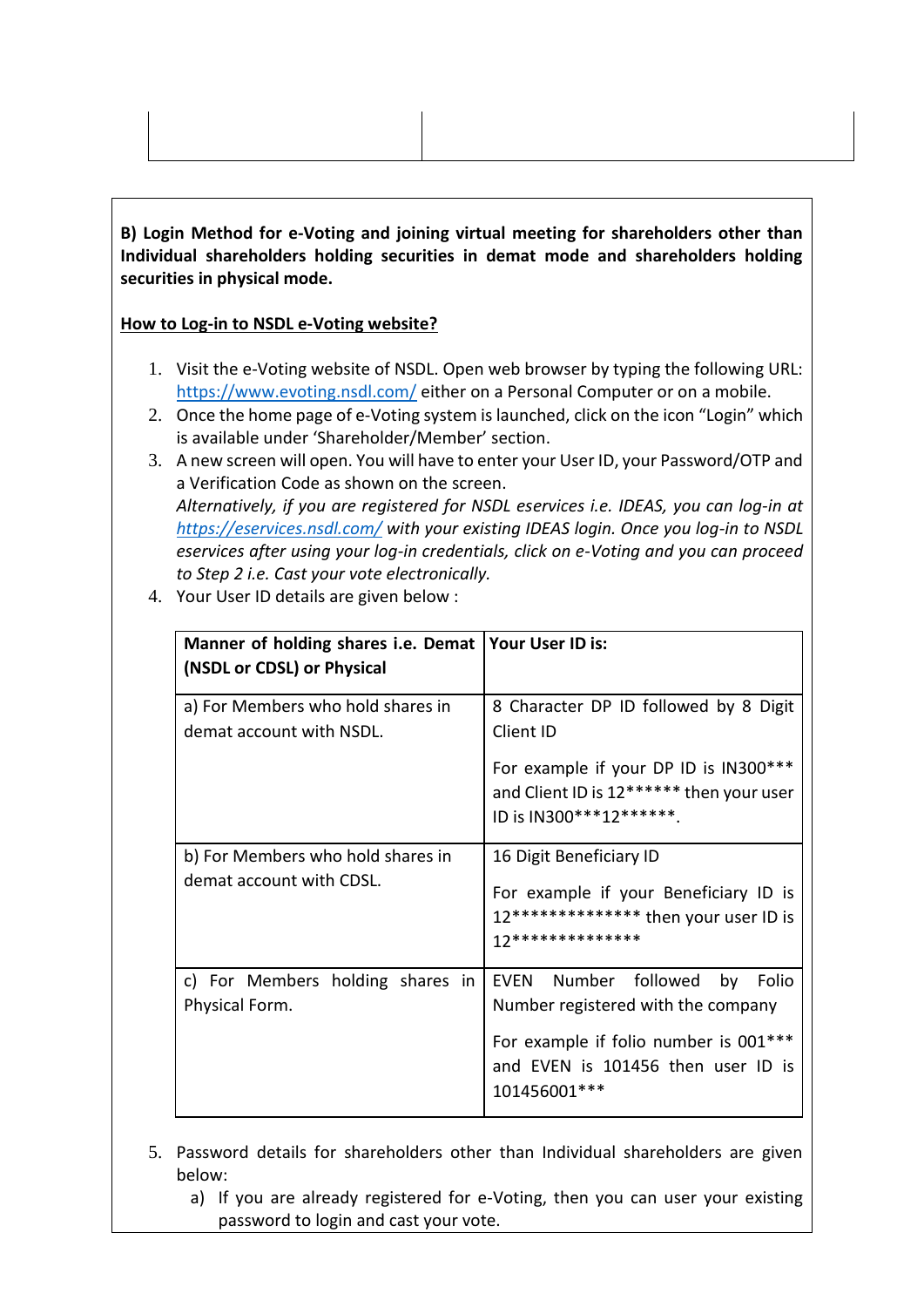**B) Login Method for e-Voting and joining virtual meeting for shareholders other than Individual shareholders holding securities in demat mode and shareholders holding securities in physical mode.**

**How to Log-in to NSDL e-Voting website?**

1. Visit the e-Voting website of NSDL. Open web browser by typing the following URL: https://www.evoting.nsdl.com/ either on a Personal Computer or on a mobile.
2. Once the home page of e-Voting system is launched, click on the icon "Login" which is available under 'Shareholder/Member' section.
3. A new screen will open. You will have to enter your User ID, your Password/OTP and a Verification Code as shown on the screen.
   *Alternatively, if you are registered for NSDL eservices i.e. IDEAS, you can log-in at https://eservices.nsdl.com/ with your existing IDEAS login. Once you log-in to NSDL eservices after using your log-in credentials, click on e-Voting and you can proceed to Step 2 i.e. Cast your vote electronically.*
4. Your User ID details are given below :

| **Manner of holding shares i.e. Demat (NSDL or CDSL) or Physical** | **Your User ID is:** |
|---|---|
| a) For Members who hold shares in demat account with NSDL. | 8 Character DP ID followed by 8 Digit Client ID<br><br>For example if your DP ID is IN300*** and Client ID is 12****** then your user ID is IN300***12******. |
| b) For Members who hold shares in demat account with CDSL. | 16 Digit Beneficiary ID<br><br>For example if your Beneficiary ID is 12************** then your user ID is 12************** |
| c) For Members holding shares in Physical Form. | EVEN Number followed by Folio Number registered with the company<br><br>For example if folio number is 001*** and EVEN is 101456 then user ID is 101456001*** |

5. Password details for shareholders other than Individual shareholders are given below:
   a) If you are already registered for e-Voting, then you can user your existing password to login and cast your vote.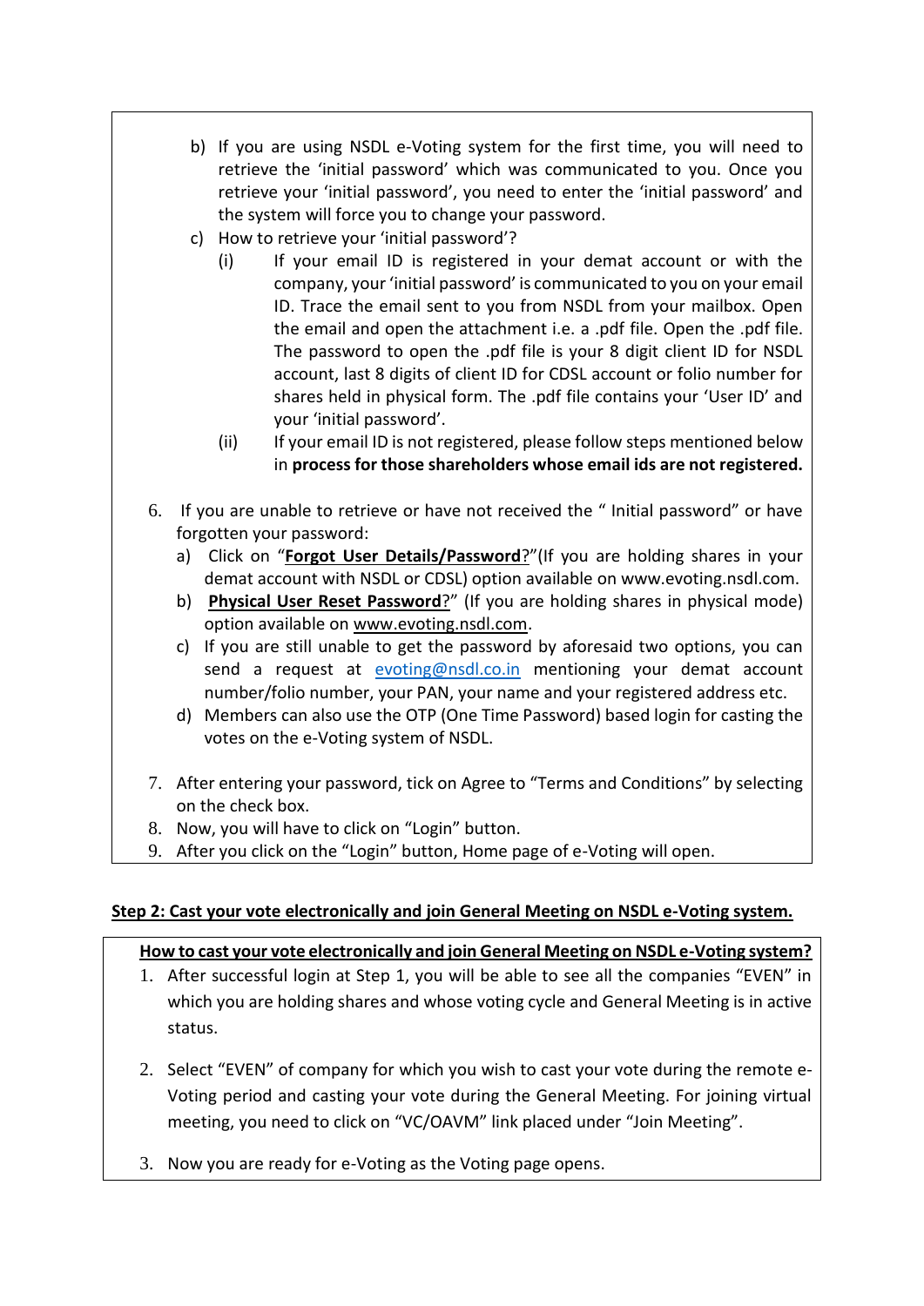b) If you are using NSDL e-Voting system for the first time, you will need to retrieve the 'initial password' which was communicated to you. Once you retrieve your 'initial password', you need to enter the 'initial password' and the system will force you to change your password.

c) How to retrieve your 'initial password'?

   (i) If your email ID is registered in your demat account or with the company, your 'initial password' is communicated to you on your email ID. Trace the email sent to you from NSDL from your mailbox. Open the email and open the attachment i.e. a .pdf file. Open the .pdf file. The password to open the .pdf file is your 8 digit client ID for NSDL account, last 8 digits of client ID for CDSL account or folio number for shares held in physical form. The .pdf file contains your 'User ID' and your 'initial password'.

   (ii) If your email ID is not registered, please follow steps mentioned below in **process for those shareholders whose email ids are not registered.**

6. If you are unable to retrieve or have not received the " Initial password" or have forgotten your password:
   a) Click on "**Forgot User Details/Password**?"(If you are holding shares in your demat account with NSDL or CDSL) option available on www.evoting.nsdl.com.
   b) **Physical User Reset Password**?" (If you are holding shares in physical mode) option available on www.evoting.nsdl.com.
   c) If you are still unable to get the password by aforesaid two options, you can send a request at evoting@nsdl.co.in mentioning your demat account number/folio number, your PAN, your name and your registered address etc.
   d) Members can also use the OTP (One Time Password) based login for casting the votes on the e-Voting system of NSDL.

7. After entering your password, tick on Agree to "Terms and Conditions" by selecting on the check box.
8. Now, you will have to click on "Login" button.
9. After you click on the "Login" button, Home page of e-Voting will open.

**Step 2: Cast your vote electronically and join General Meeting on NSDL e-Voting system.**

**How to cast your vote electronically and join General Meeting on NSDL e-Voting system?**

1. After successful login at Step 1, you will be able to see all the companies "EVEN" in which you are holding shares and whose voting cycle and General Meeting is in active status.

2. Select "EVEN" of company for which you wish to cast your vote during the remote e-Voting period and casting your vote during the General Meeting. For joining virtual meeting, you need to click on "VC/OAVM" link placed under "Join Meeting".

3. Now you are ready for e-Voting as the Voting page opens.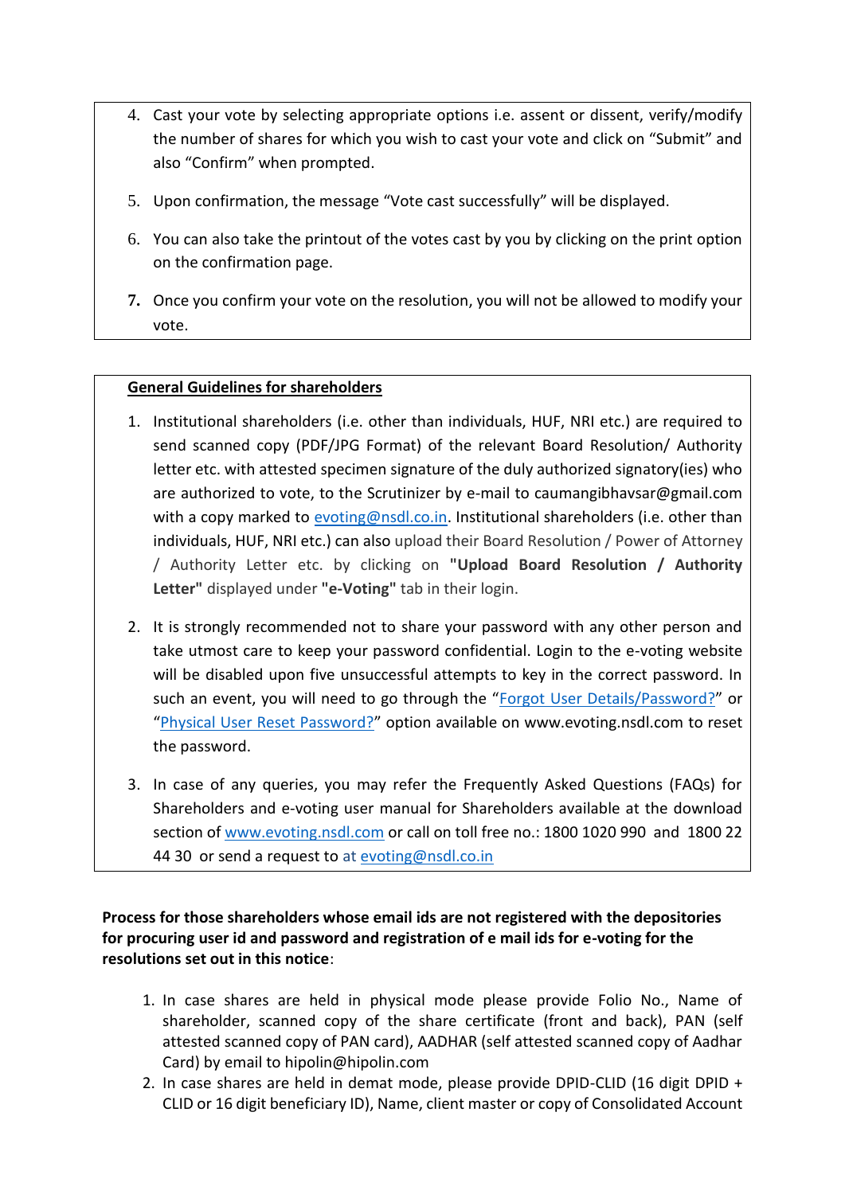4. Cast your vote by selecting appropriate options i.e. assent or dissent, verify/modify the number of shares for which you wish to cast your vote and click on "Submit" and also "Confirm" when prompted.
5. Upon confirmation, the message "Vote cast successfully" will be displayed.
6. You can also take the printout of the votes cast by you by clicking on the print option on the confirmation page.
7. Once you confirm your vote on the resolution, you will not be allowed to modify your vote.

**General Guidelines for shareholders**

1. Institutional shareholders (i.e. other than individuals, HUF, NRI etc.) are required to send scanned copy (PDF/JPG Format) of the relevant Board Resolution/ Authority letter etc. with attested specimen signature of the duly authorized signatory(ies) who are authorized to vote, to the Scrutinizer by e-mail to caumangibhavsar@gmail.com with a copy marked to evoting@nsdl.co.in. Institutional shareholders (i.e. other than individuals, HUF, NRI etc.) can also upload their Board Resolution / Power of Attorney / Authority Letter etc. by clicking on **"Upload Board Resolution / Authority Letter"** displayed under **"e-Voting"** tab in their login.
2. It is strongly recommended not to share your password with any other person and take utmost care to keep your password confidential. Login to the e-voting website will be disabled upon five unsuccessful attempts to key in the correct password. In such an event, you will need to go through the "Forgot User Details/Password?" or "Physical User Reset Password?" option available on www.evoting.nsdl.com to reset the password.
3. In case of any queries, you may refer the Frequently Asked Questions (FAQs) for Shareholders and e-voting user manual for Shareholders available at the download section of www.evoting.nsdl.com or call on toll free no.: 1800 1020 990 and 1800 22 44 30 or send a request to at evoting@nsdl.co.in

**Process for those shareholders whose email ids are not registered with the depositories for procuring user id and password and registration of e mail ids for e-voting for the resolutions set out in this notice**:

1. In case shares are held in physical mode please provide Folio No., Name of shareholder, scanned copy of the share certificate (front and back), PAN (self attested scanned copy of PAN card), AADHAR (self attested scanned copy of Aadhar Card) by email to hipolin@hipolin.com
2. In case shares are held in demat mode, please provide DPID-CLID (16 digit DPID + CLID or 16 digit beneficiary ID), Name, client master or copy of Consolidated Account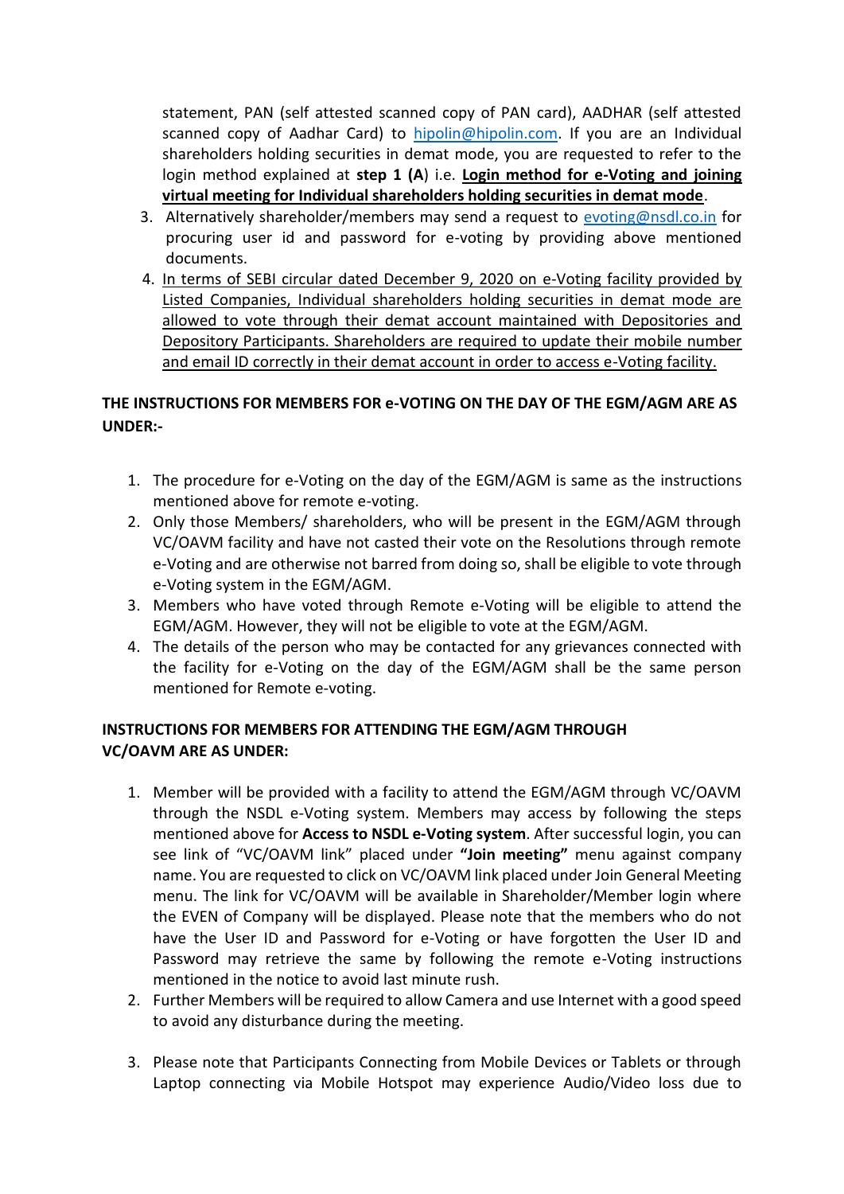statement, PAN (self attested scanned copy of PAN card), AADHAR (self attested scanned copy of Aadhar Card) to hipolin@hipolin.com. If you are an Individual shareholders holding securities in demat mode, you are requested to refer to the login method explained at **step 1 (A**) i.e. **Login method for e-Voting and joining virtual meeting for Individual shareholders holding securities in demat mode**.

3. Alternatively shareholder/members may send a request to evoting@nsdl.co.in for procuring user id and password for e-voting by providing above mentioned documents.
4. In terms of SEBI circular dated December 9, 2020 on e-Voting facility provided by Listed Companies, Individual shareholders holding securities in demat mode are allowed to vote through their demat account maintained with Depositories and Depository Participants. Shareholders are required to update their mobile number and email ID correctly in their demat account in order to access e-Voting facility.

**THE INSTRUCTIONS FOR MEMBERS FOR e-VOTING ON THE DAY OF THE EGM/AGM ARE AS UNDER:-**

1. The procedure for e-Voting on the day of the EGM/AGM is same as the instructions mentioned above for remote e-voting.
2. Only those Members/ shareholders, who will be present in the EGM/AGM through VC/OAVM facility and have not casted their vote on the Resolutions through remote e-Voting and are otherwise not barred from doing so, shall be eligible to vote through e-Voting system in the EGM/AGM.
3. Members who have voted through Remote e-Voting will be eligible to attend the EGM/AGM. However, they will not be eligible to vote at the EGM/AGM.
4. The details of the person who may be contacted for any grievances connected with the facility for e-Voting on the day of the EGM/AGM shall be the same person mentioned for Remote e-voting.

**INSTRUCTIONS FOR MEMBERS FOR ATTENDING THE EGM/AGM THROUGH VC/OAVM ARE AS UNDER:**

1. Member will be provided with a facility to attend the EGM/AGM through VC/OAVM through the NSDL e-Voting system. Members may access by following the steps mentioned above for **Access to NSDL e-Voting system**. After successful login, you can see link of "VC/OAVM link" placed under **"Join meeting"** menu against company name. You are requested to click on VC/OAVM link placed under Join General Meeting menu. The link for VC/OAVM will be available in Shareholder/Member login where the EVEN of Company will be displayed. Please note that the members who do not have the User ID and Password for e-Voting or have forgotten the User ID and Password may retrieve the same by following the remote e-Voting instructions mentioned in the notice to avoid last minute rush.
2. Further Members will be required to allow Camera and use Internet with a good speed to avoid any disturbance during the meeting.
3. Please note that Participants Connecting from Mobile Devices or Tablets or through Laptop connecting via Mobile Hotspot may experience Audio/Video loss due to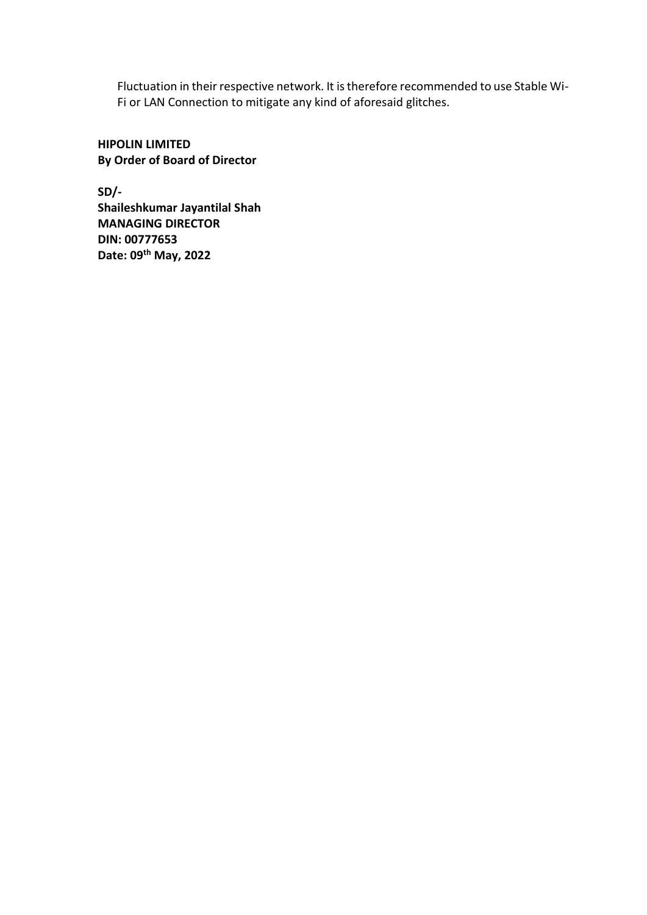Fluctuation in their respective network. It is therefore recommended to use Stable Wi-Fi or LAN Connection to mitigate any kind of aforesaid glitches.

**HIPOLIN LIMITED**
**By Order of Board of Director**

**SD/-**
**Shaileshkumar Jayantilal Shah**
**MANAGING DIRECTOR**
**DIN: 00777653**
**Date: 09th May, 2022**